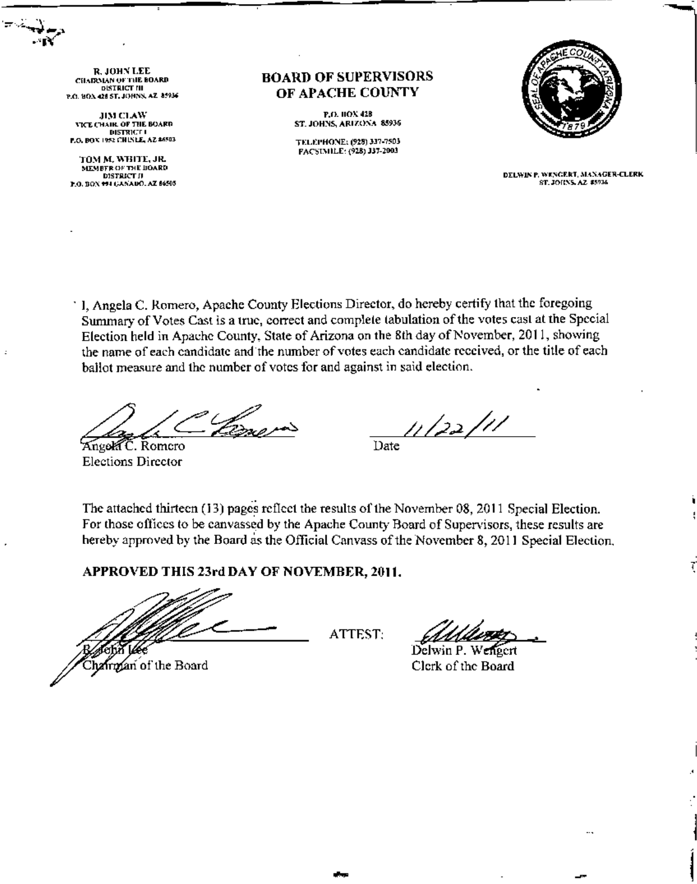**R. JOHN LEE**
CHAIRMAN OF THE BOARD
DISTRICT III
P.O. BOX 428 ST. JOHNS, AZ 85936

**JIM CLAW**
VICE CHAIR OF THE BOARD
DISTRICT I
P.O. BOX 1952 CHINLE, AZ 86503

**TOM M. WHITE, JR.**
MEMBER OF THE BOARD
DISTRICT II
P.O. BOX 994 GANADO, AZ 86505

# BOARD OF SUPERVISORS OF APACHE COUNTY

P.O. BOX 428
ST. JOHNS, ARIZONA 85936

TELEPHONE: (928) 337-7503
FACSIMILE: (928) 337-2003

DELWIN P. WENGERT, MANAGER-CLERK
ST. JOHNS, AZ 85936

I, Angela C. Romero, Apache County Elections Director, do hereby certify that the foregoing Summary of Votes Cast is a true, correct and complete tabulation of the votes cast at the Special Election held in Apache County, State of Arizona on the 8th day of November, 2011, showing the name of each candidate and the number of votes each candidate received, or the title of each ballot measure and the number of votes for and against in said election.

Angela C. Romero
Elections Director

11/22/11
Date

The attached thirteen (13) pages reflect the results of the November 08, 2011 Special Election. For those offices to be canvassed by the Apache County Board of Supervisors, these results are hereby approved by the Board as the Official Canvass of the November 8, 2011 Special Election.

**APPROVED THIS 23rd DAY OF NOVEMBER, 2011.**

R. John Lee
Chairman of the Board

ATTEST:

Delwin P. Wengert
Clerk of the Board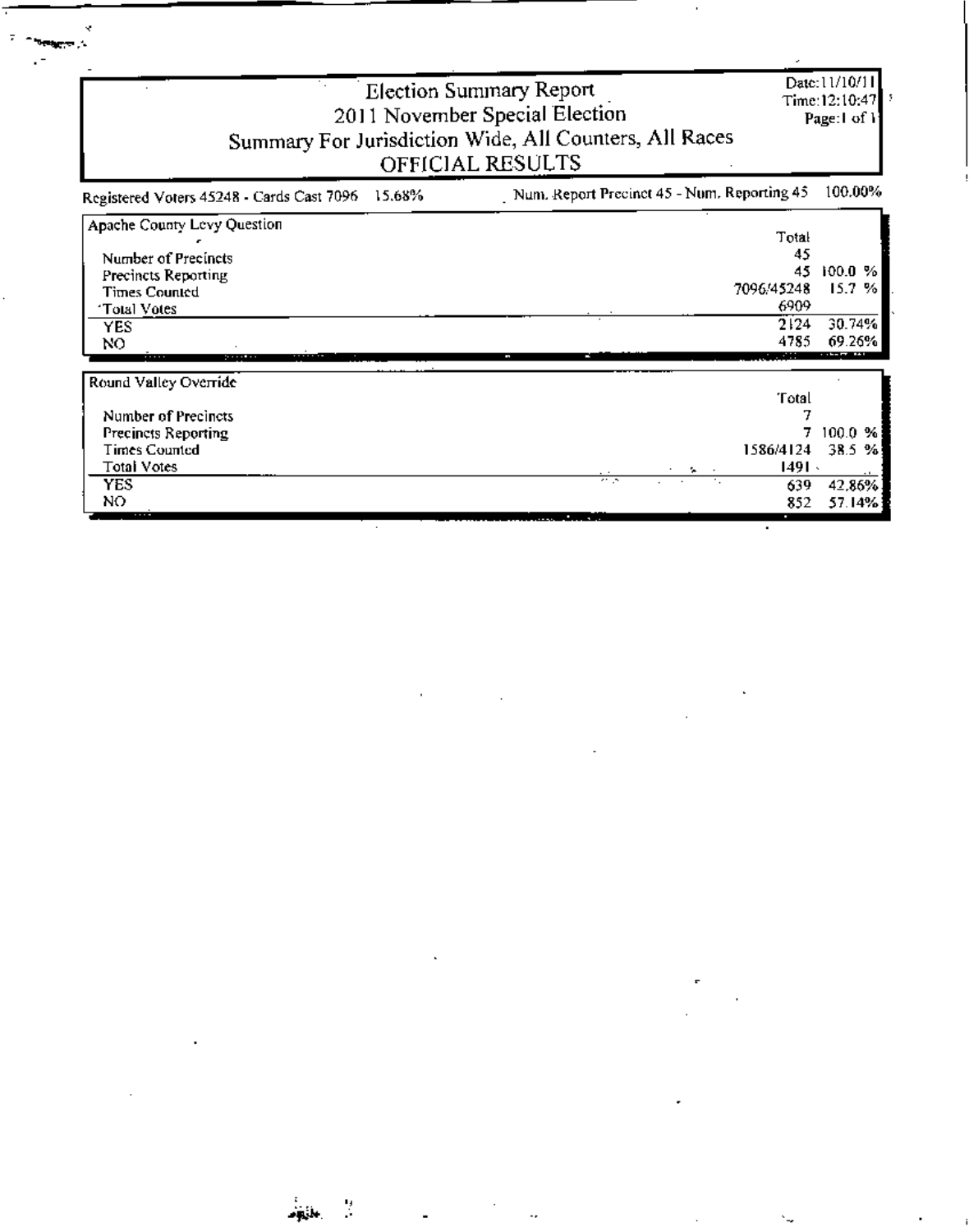# Election Summary Report
## 2011 November Special Election
## Summary For Jurisdiction Wide, All Counters, All Races
## OFFICIAL RESULTS

Date:11/10/11
Time:12:10:47
Page:1 of 1

Registered Voters 45248 - Cards Cast 7096 15.68%

Num. Report Precinct 45 - Num. Reporting 45 100.00%

| Apache County Levy Question | Total | |
|---|---|---|
| Number of Precincts | 45 | |
| Precincts Reporting | 45 | 100.0 % |
| Times Counted | 7096/45248 | 15.7 % |
| Total Votes | 6909 | |
| YES | 2124 | 30.74% |
| NO | 4785 | 69.26% |

| Round Valley Override | Total | |
|---|---|---|
| Number of Precincts | 7 | |
| Precincts Reporting | 7 | 100.0 % |
| Times Counted | 1586/4124 | 38.5 % |
| Total Votes | 1491 | |
| YES | 639 | 42.86% |
| NO | 852 | 57.14% |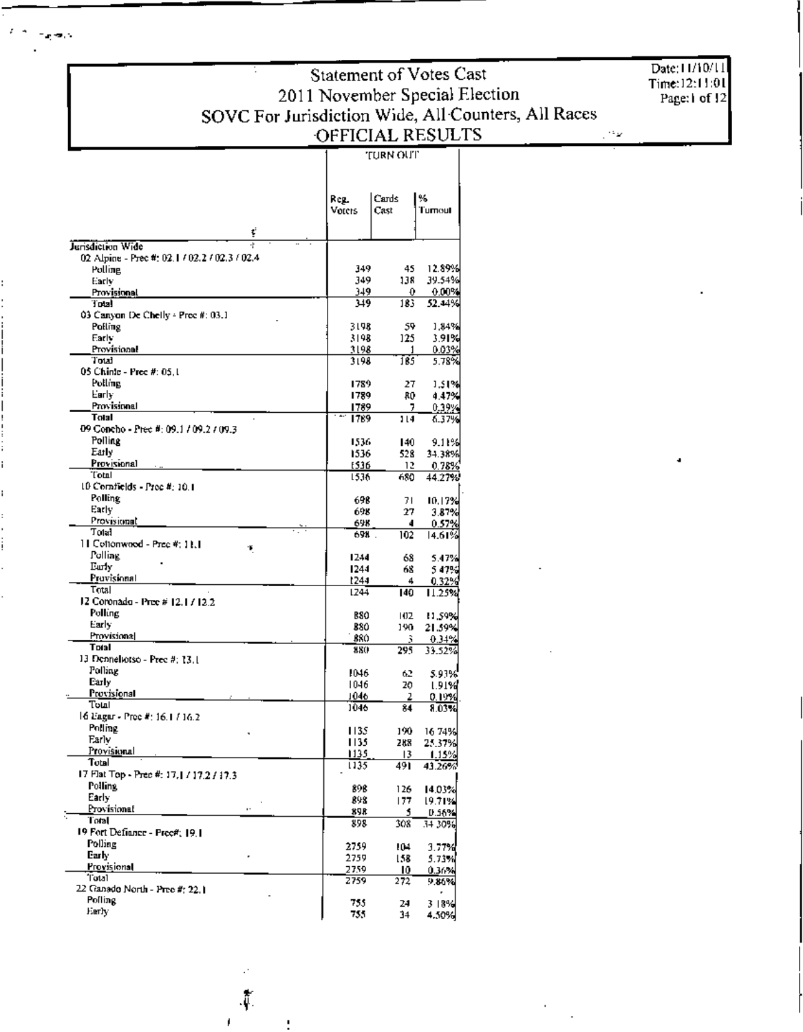# Statement of Votes Cast
## 2011 November Special Election
## SOVC For Jurisdiction Wide, All Counters, All Races
## OFFICIAL RESULTS

Date: 11/10/11
Time: 12:11:01

| | TURN OUT | | |
|---|---|---|---|
| | Reg. Voters | Cards Cast | % Turnout |
| **Jurisdiction Wide** | | | |
| 02 Alpine - Prec #: 02.1 / 02.2 / 02.3 / 02.4 | | | |
| Polling | 349 | 45 | 12.89% |
| Early | 349 | 138 | 39.54% |
| Provisional | 349 | 0 | 0.00% |
| Total | 349 | 183 | 52.44% |
| 03 Canyon De Chelly - Prec #: 03.1 | | | |
| Polling | 3198 | 59 | 1.84% |
| Early | 3198 | 125 | 3.91% |
| Provisional | 3198 | 1 | 0.03% |
| Total | 3198 | 185 | 5.78% |
| 05 Chinle - Prec #: 05.1 | | | |
| Polling | 1789 | 27 | 1.51% |
| Early | 1789 | 80 | 4.47% |
| Provisional | 1789 | 7 | 0.39% |
| Total | 1789 | 114 | 6.37% |
| 09 Concho - Prec #: 09.1 / 09.2 / 09.3 | | | |
| Polling | 1536 | 140 | 9.11% |
| Early | 1536 | 528 | 34.38% |
| Provisional | 1536 | 12 | 0.78% |
| Total | 1536 | 680 | 44.27% |
| 10 Cornfields - Prec #: 10.1 | | | |
| Polling | 698 | 71 | 10.17% |
| Early | 698 | 27 | 3.87% |
| Provisional | 698 | 4 | 0.57% |
| Total | 698 | 102 | 14.61% |
| 11 Cottonwood - Prec #: 11.1 | | | |
| Polling | 1244 | 68 | 5.47% |
| Early | 1244 | 68 | 5.47% |
| Provisional | 1244 | 4 | 0.32% |
| Total | 1244 | 140 | 11.25% |
| 12 Coronado - Prec # 12.1 / 12.2 | | | |
| Polling | 880 | 102 | 11.59% |
| Early | 880 | 190 | 21.59% |
| Provisional | 880 | 3 | 0.34% |
| Total | 880 | 295 | 33.52% |
| 13 Dennehotso - Prec #: 13.1 | | | |
| Polling | 1046 | 62 | 5.93% |
| Early | 1046 | 20 | 1.91% |
| Provisional | 1046 | 2 | 0.19% |
| Total | 1046 | 84 | 8.03% |
| 16 Eagar - Prec #: 16.1 / 16.2 | | | |
| Polling | 1135 | 190 | 16.74% |
| Early | 1135 | 288 | 25.37% |
| Provisional | 1135 | 13 | 1.15% |
| Total | 1135 | 491 | 43.26% |
| 17 Flat Top - Prec #: 17.1 / 17.2 / 17.3 | | | |
| Polling | 898 | 126 | 14.03% |
| Early | 898 | 177 | 19.71% |
| Provisional | 898 | 5 | 0.56% |
| Total | 898 | 308 | 34.30% |
| 19 Fort Defiance - Prec#: 19.1 | | | |
| Polling | 2759 | 104 | 3.77% |
| Early | 2759 | 158 | 5.73% |
| Provisional | 2759 | 10 | 0.36% |
| Total | 2759 | 272 | 9.86% |
| 22 Ganado North - Prec #: 22.1 | | | |
| Polling | 755 | 24 | 3.18% |
| Early | 755 | 34 | 4.50% |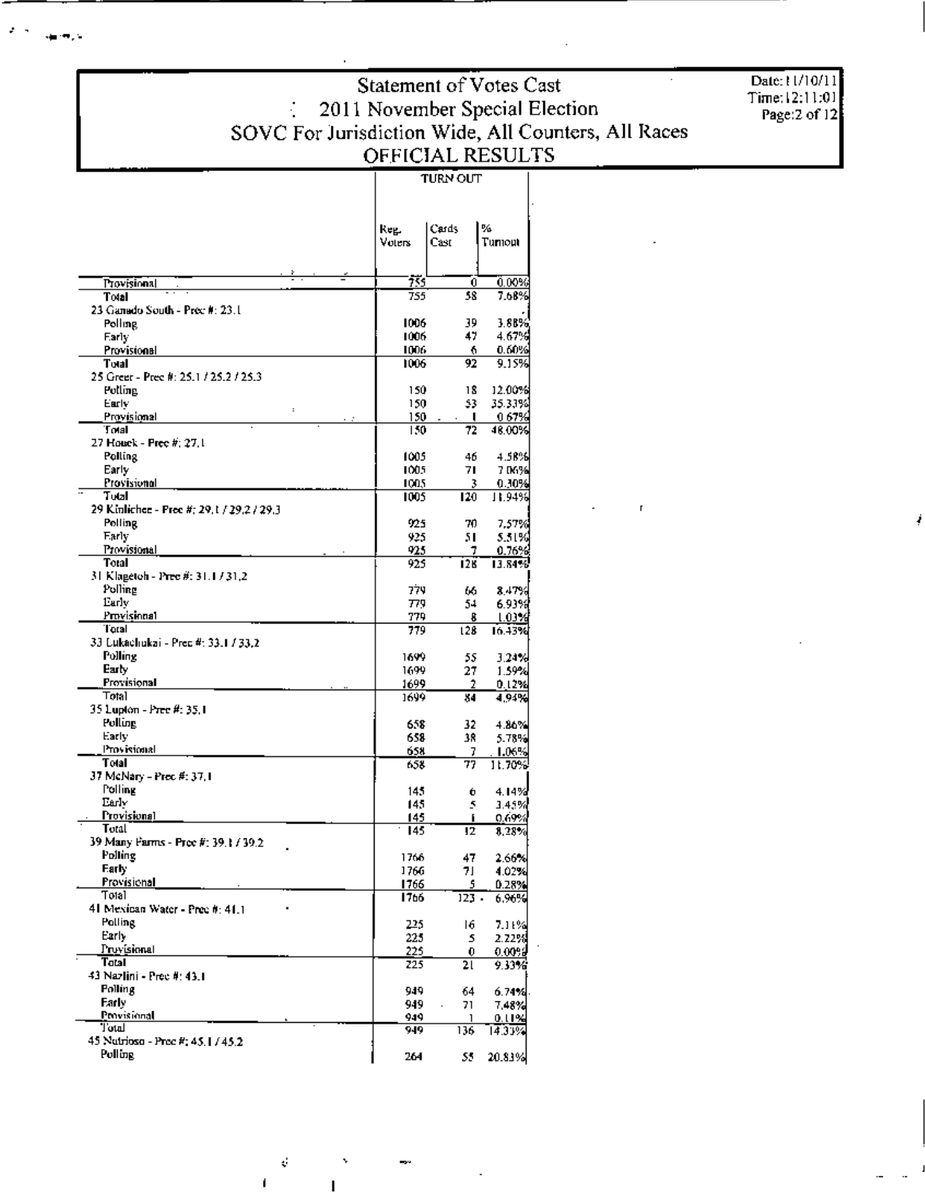# Statement of Votes Cast
## 2011 November Special Election
## SOVC For Jurisdiction Wide, All Counters, All Races
## OFFICIAL RESULTS

Date:11/10/11
Time:12:11:01

| | TURN OUT | | |
|---|---|---|---|
| | Reg. Voters | Cards Cast | % Turnout |
| Provisional | 755 | 0 | 0.00% |
| **Total** | 755 | 58 | 7.68% |
| 23 Ganado South - Prec #: 23.1 | | | |
| Polling | 1006 | 39 | 3.88% |
| Early | 1006 | 47 | 4.67% |
| Provisional | 1006 | 6 | 0.60% |
| **Total** | 1006 | 92 | 9.15% |
| 25 Greer - Prec #: 25.1 / 25.2 / 25.3 | | | |
| Polling | 150 | 18 | 12.00% |
| Early | 150 | 53 | 35.33% |
| Provisional | 150 | 1 | 0.67% |
| **Total** | 150 | 72 | 48.00% |
| 27 Houck - Prec #: 27.1 | | | |
| Polling | 1005 | 46 | 4.58% |
| Early | 1005 | 71 | 7.06% |
| Provisional | 1005 | 3 | 0.30% |
| **Total** | 1005 | 120 | 11.94% |
| 29 Kinlichee - Prec #: 29.1 / 29.2 / 29.3 | | | |
| Polling | 925 | 70 | 7.57% |
| Early | 925 | 51 | 5.51% |
| Provisional | 925 | 7 | 0.76% |
| **Total** | 925 | 128 | 13.84% |
| 31 Klagetoh - Prec #: 31.1 / 31.2 | | | |
| Polling | 779 | 66 | 8.47% |
| Early | 779 | 54 | 6.93% |
| Provisional | 779 | 8 | 1.03% |
| **Total** | 779 | 128 | 16.43% |
| 33 Lukachukai - Prec #: 33.1 / 33.2 | | | |
| Polling | 1699 | 55 | 3.24% |
| Early | 1699 | 27 | 1.59% |
| Provisional | 1699 | 2 | 0.12% |
| **Total** | 1699 | 84 | 4.94% |
| 35 Lupton - Prec #: 35.1 | | | |
| Polling | 658 | 32 | 4.86% |
| Early | 658 | 38 | 5.78% |
| Provisional | 658 | 7 | 1.06% |
| **Total** | 658 | 77 | 11.70% |
| 37 McNary - Prec #: 37.1 | | | |
| Polling | 145 | 6 | 4.14% |
| Early | 145 | 5 | 3.45% |
| Provisional | 145 | 1 | 0.69% |
| **Total** | 145 | 12 | 8.28% |
| 39 Many Farms - Prec #: 39.1 / 39.2 | | | |
| Polling | 1766 | 47 | 2.66% |
| Early | 1766 | 71 | 4.02% |
| Provisional | 1766 | 5 | 0.28% |
| **Total** | 1766 | 123 | 6.96% |
| 41 Mexican Water - Prec #: 41.1 | | | |
| Polling | 225 | 16 | 7.11% |
| Early | 225 | 5 | 2.22% |
| Provisional | 225 | 0 | 0.00% |
| **Total** | 225 | 21 | 9.33% |
| 43 Nazlini - Prec #: 43.1 | | | |
| Polling | 949 | 64 | 6.74% |
| Early | 949 | 71 | 7.48% |
| Provisional | 949 | 1 | 0.11% |
| **Total** | 949 | 136 | 14.33% |
| 45 Nutrioso - Prec #: 45.1 / 45.2 | | | |
| Polling | 264 | 55 | 20.83% |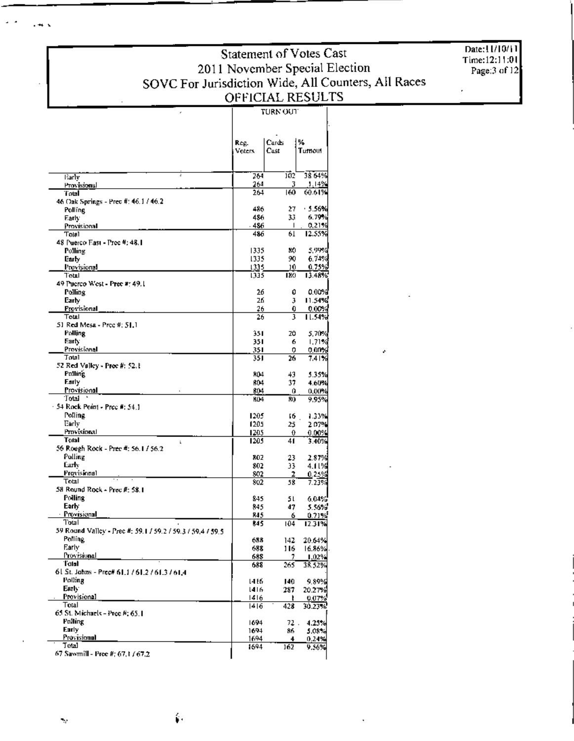# Statement of Votes Cast
## 2011 November Special Election
## SOVC For Jurisdiction Wide, All Counters, All Races
## OFFICIAL RESULTS

Date:11/10/11
Time:12:11:01

| | TURN OUT | | |
|---|---|---|---|
| | Reg. Voters | Cards Cast | % Turnout |
| Early | 264 | 102 | 38.64% |
| Provisional | 264 | 3 | 1.14% |
| Total | 264 | 160 | 60.61% |
| **46 Oak Springs - Prec #: 46.1 / 46.2** | | | |
| Polling | 486 | 27 | 5.56% |
| Early | 486 | 33 | 6.79% |
| Provisional | 486 | 1 | 0.21% |
| Total | 486 | 61 | 12.55% |
| **48 Puerco East - Prec #: 48.1** | | | |
| Polling | 1335 | 80 | 5.99% |
| Early | 1335 | 90 | 6.74% |
| Provisional | 1335 | 10 | 0.75% |
| Total | 1335 | 180 | 13.48% |
| **49 Puerco West - Prec #: 49.1** | | | |
| Polling | 26 | 0 | 0.00% |
| Early | 26 | 3 | 11.54% |
| Provisional | 26 | 0 | 0.00% |
| Total | 26 | 3 | 11.54% |
| **51 Red Mesa - Prec #: 51.1** | | | |
| Polling | 351 | 20 | 5.70% |
| Early | 351 | 6 | 1.71% |
| Provisional | 351 | 0 | 0.00% |
| Total | 351 | 26 | 7.41% |
| **52 Red Valley - Prec #: 52.1** | | | |
| Polling | 804 | 43 | 5.35% |
| Early | 804 | 37 | 4.60% |
| Provisional | 804 | 0 | 0.00% |
| Total | 804 | 80 | 9.95% |
| **54 Rock Point - Prec #: 54.1** | | | |
| Polling | 1205 | 16 | 1.33% |
| Early | 1205 | 25 | 2.07% |
| Provisional | 1205 | 0 | 0.00% |
| Total | 1205 | 41 | 3.40% |
| **56 Rough Rock - Prec #: 56.1 / 56.2** | | | |
| Polling | 802 | 23 | 2.87% |
| Early | 802 | 33 | 4.11% |
| Provisional | 802 | 2 | 0.25% |
| Total | 802 | 58 | 7.23% |
| **58 Round Rock - Prec #: 58.1** | | | |
| Polling | 845 | 51 | 6.04% |
| Early | 845 | 47 | 5.56% |
| Provisional | 845 | 6 | 0.71% |
| Total | 845 | 104 | 12.31% |
| **59 Round Valley - Prec #: 59.1 / 59.2 / 59.3 / 59.4 / 59.5** | | | |
| Polling | 688 | 142 | 20.64% |
| Early | 688 | 116 | 16.86% |
| Provisional | 688 | 7 | 1.02% |
| Total | 688 | 265 | 38.52% |
| **61 St. Johns - Prec# 61.1 / 61.2 / 61.3 / 61.4** | | | |
| Polling | 1416 | 140 | 9.89% |
| Early | 1416 | 287 | 20.27% |
| Provisional | 1416 | 1 | 0.07% |
| Total | 1416 | 428 | 30.23% |
| **65 St. Michaels - Prec #: 65.1** | | | |
| Polling | 1694 | 72 | 4.25% |
| Early | 1694 | 86 | 5.08% |
| Provisional | 1694 | 4 | 0.24% |
| Total | 1694 | 162 | 9.56% |
| **67 Sawmill - Prec #: 67.1 / 67.2** | | | |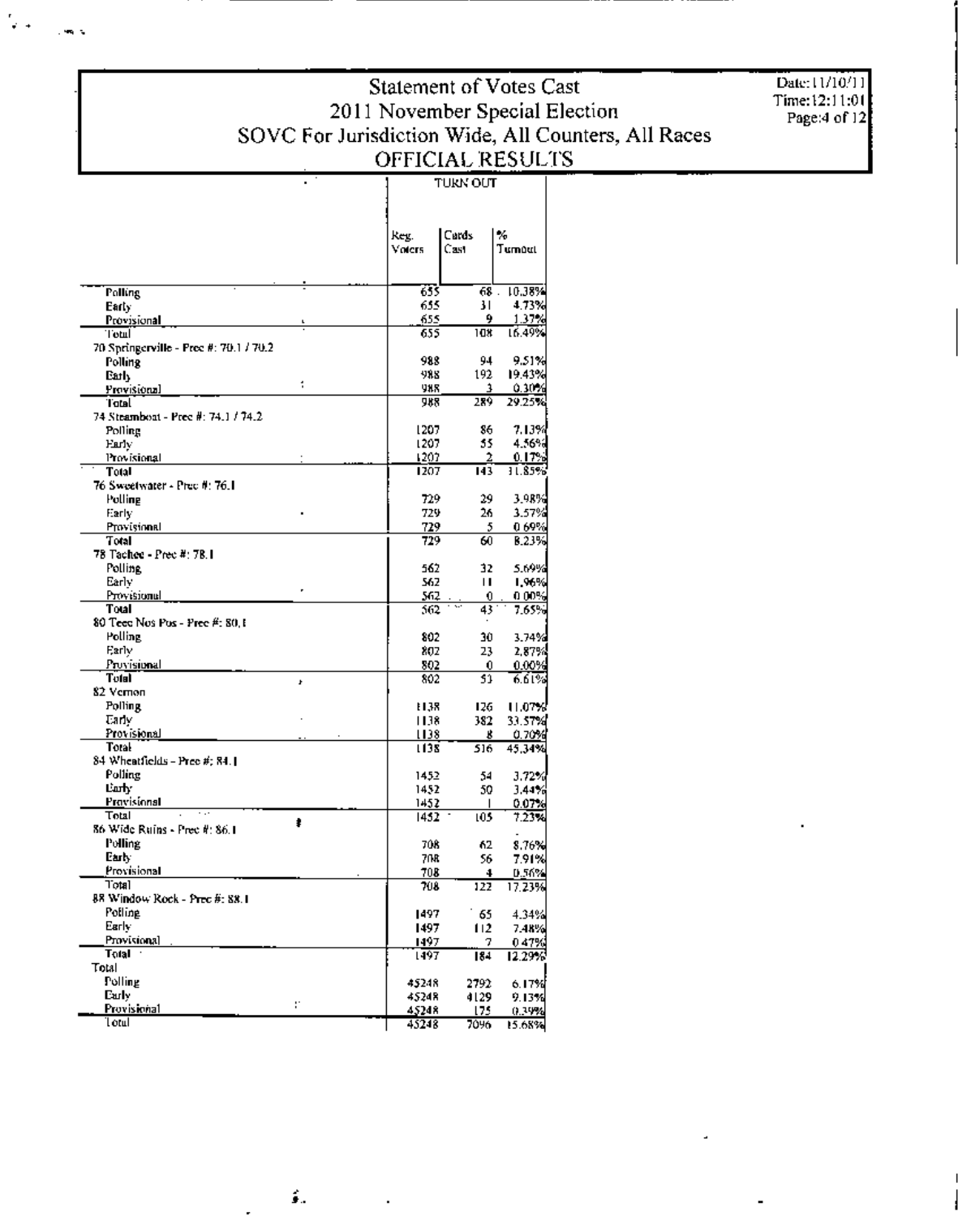# Statement of Votes Cast
## 2011 November Special Election
## SOVC For Jurisdiction Wide, All Counters, All Races
## OFFICIAL RESULTS

Date:11/10/11
Time:12:11:01

| | TURN OUT | | |
|---|---|---|---|
| | Reg. Voters | Cards Cast | % Turnout |
| Polling | 655 | 68 | 10.38% |
| Early | 655 | 31 | 4.73% |
| Provisional | 655 | 9 | 1.37% |
| Total | 655 | 108 | 16.49% |
| 70 Springerville - Prec #: 70.1 / 70.2 | | | |
| Polling | 988 | 94 | 9.51% |
| Early | 988 | 192 | 19.43% |
| Provisional | 988 | 3 | 0.30% |
| Total | 988 | 289 | 29.25% |
| 74 Steamboat - Prec #: 74.1 / 74.2 | | | |
| Polling | 1207 | 86 | 7.13% |
| Early | 1207 | 55 | 4.56% |
| Provisional | 1207 | 2 | 0.17% |
| Total | 1207 | 143 | 11.85% |
| 76 Sweetwater - Prec #: 76.1 | | | |
| Polling | 729 | 29 | 3.98% |
| Early | 729 | 26 | 3.57% |
| Provisional | 729 | 5 | 0.69% |
| Total | 729 | 60 | 8.23% |
| 78 Tachee - Prec #: 78.1 | | | |
| Polling | 562 | 32 | 5.69% |
| Early | 562 | 11 | 1.96% |
| Provisional | 562 | 0 | 0.00% |
| Total | 562 | 43 | 7.65% |
| 80 Teec Nos Pos - Prec #: 80.1 | | | |
| Polling | 802 | 30 | 3.74% |
| Early | 802 | 23 | 2.87% |
| Provisional | 802 | 0 | 0.00% |
| Total | 802 | 53 | 6.61% |
| 82 Vernon | | | |
| Polling | 1138 | 126 | 11.07% |
| Early | 1138 | 382 | 33.57% |
| Provisional | 1138 | 8 | 0.70% |
| Total | 1138 | 516 | 45.34% |
| 84 Wheatfields - Prec #: 84.1 | | | |
| Polling | 1452 | 54 | 3.72% |
| Early | 1452 | 50 | 3.44% |
| Provisional | 1452 | 1 | 0.07% |
| Total | 1452 | 105 | 7.23% |
| 86 Wide Ruins - Prec #: 86.1 | | | |
| Polling | 708 | 62 | 8.76% |
| Early | 708 | 56 | 7.91% |
| Provisional | 708 | 4 | 0.56% |
| Total | 708 | 122 | 17.23% |
| 88 Window Rock - Prec #: 88.1 | | | |
| Polling | 1497 | 65 | 4.34% |
| Early | 1497 | 112 | 7.48% |
| Provisional | 1497 | 7 | 0.47% |
| Total | 1497 | 184 | 12.29% |
| Total | | | |
| Polling | 45248 | 2792 | 6.17% |
| Early | 45248 | 4129 | 9.13% |
| Provisional | 45248 | 175 | 0.39% |
| Total | 45248 | 7096 | 15.68% |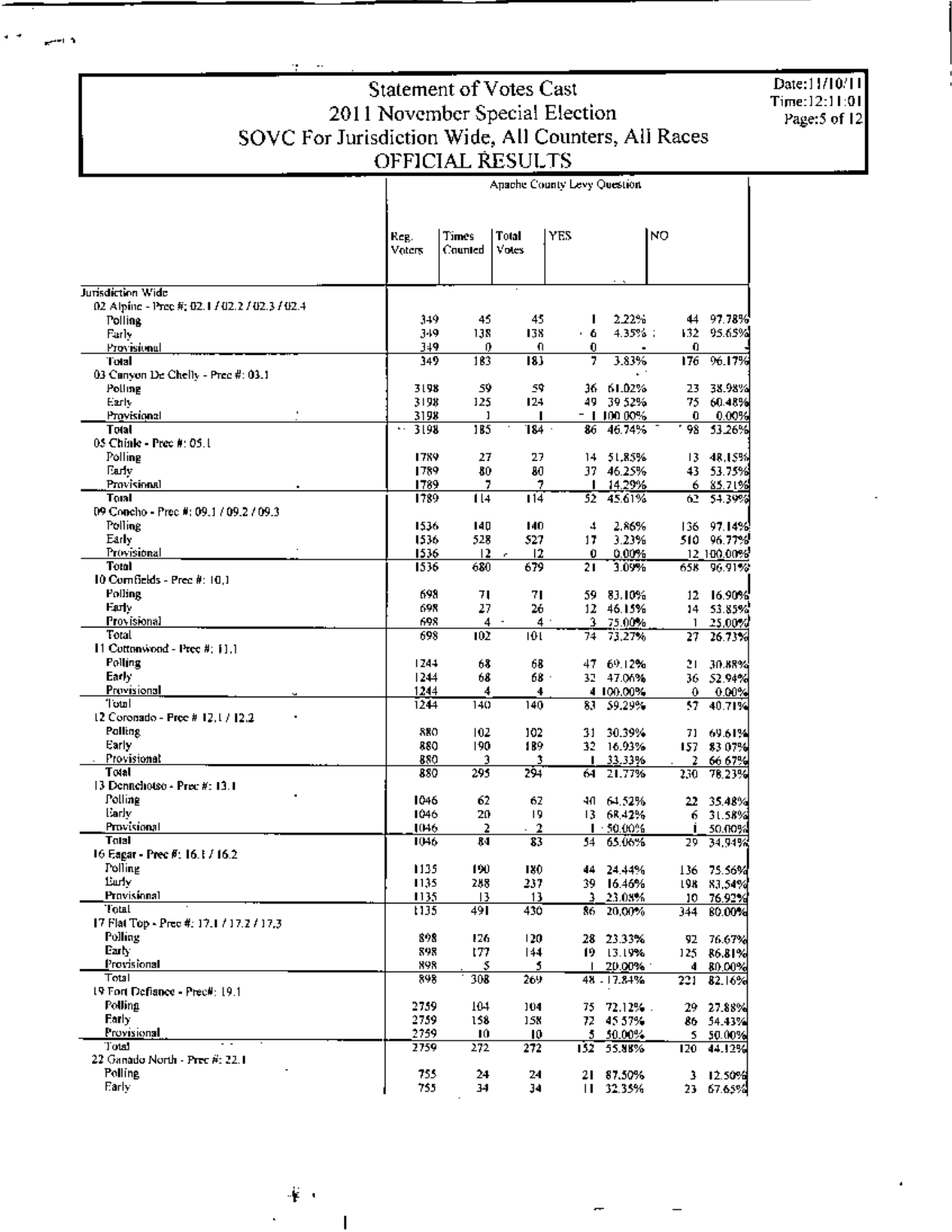# Statement of Votes Cast
## 2011 November Special Election
## SOVC For Jurisdiction Wide, All Counters, All Races
## OFFICIAL RESULTS

Date:11/10/11
Time:12:11:01

**Apache County Levy Question**

| | Reg. Voters | Times Counted | Total Votes | YES | | NO | |
|---|---|---|---|---|---|---|---|
| **Jurisdiction Wide** | | | | | | | |
| 02 Alpine - Prec #: 02.1 / 02.2 / 02.3 / 02.4 | | | | | | | |
| Polling | 349 | 45 | 45 | 1 | 2.22% | 44 | 97.78% |
| Early | 349 | 138 | 138 | 6 | 4.35% | 132 | 95.65% |
| Provisional | 349 | 0 | 0 | 0 | - | 0 | - |
| Total | 349 | 183 | 183 | 7 | 3.83% | 176 | 96.17% |
| 03 Canyon De Chelly - Prec #: 03.1 | | | | | | | |
| Polling | 3198 | 59 | 59 | 36 | 61.02% | 23 | 38.98% |
| Early | 3198 | 125 | 124 | 49 | 39.52% | 75 | 60.48% |
| Provisional | 3198 | 1 | 1 | 1 | 100.00% | 0 | 0.00% |
| Total | 3198 | 185 | 184 | 86 | 46.74% | 98 | 53.26% |
| 05 Chinle - Prec #: 05.1 | | | | | | | |
| Polling | 1789 | 27 | 27 | 14 | 51.85% | 13 | 48.15% |
| Early | 1789 | 80 | 80 | 37 | 46.25% | 43 | 53.75% |
| Provisional | 1789 | 7 | 7 | 1 | 14.29% | 6 | 85.71% |
| Total | 1789 | 114 | 114 | 52 | 45.61% | 62 | 54.39% |
| 09 Concho - Prec #: 09.1 / 09.2 / 09.3 | | | | | | | |
| Polling | 1536 | 140 | 140 | 4 | 2.86% | 136 | 97.14% |
| Early | 1536 | 528 | 527 | 17 | 3.23% | 510 | 96.77% |
| Provisional | 1536 | 12 | 12 | 0 | 0.00% | 12 | 100.00% |
| Total | 1536 | 680 | 679 | 21 | 3.09% | 658 | 96.91% |
| 10 Cornfields - Prec #: 10.1 | | | | | | | |
| Polling | 698 | 71 | 71 | 59 | 83.10% | 12 | 16.90% |
| Early | 698 | 27 | 26 | 12 | 46.15% | 14 | 53.85% |
| Provisional | 698 | 4 | 4 | 3 | 75.00% | 1 | 25.00% |
| Total | 698 | 102 | 101 | 74 | 73.27% | 27 | 26.73% |
| 11 Cottonwood - Prec #: 11.1 | | | | | | | |
| Polling | 1244 | 68 | 68 | 47 | 69.12% | 21 | 30.88% |
| Early | 1244 | 68 | 68 | 32 | 47.06% | 36 | 52.94% |
| Provisional | 1244 | 4 | 4 | 4 | 100.00% | 0 | 0.00% |
| Total | 1244 | 140 | 140 | 83 | 59.29% | 57 | 40.71% |
| 12 Coronado - Prec # 12.1 / 12.2 | | | | | | | |
| Polling | 880 | 102 | 102 | 31 | 30.39% | 71 | 69.61% |
| Early | 880 | 190 | 189 | 32 | 16.93% | 157 | 83.07% |
| Provisional | 880 | 3 | 3 | 1 | 33.33% | 2 | 66.67% |
| Total | 880 | 295 | 294 | 64 | 21.77% | 230 | 78.23% |
| 13 Dennehotso - Prec #: 13.1 | | | | | | | |
| Polling | 1046 | 62 | 62 | 40 | 64.52% | 22 | 35.48% |
| Early | 1046 | 20 | 19 | 13 | 68.42% | 6 | 31.58% |
| Provisional | 1046 | 2 | 2 | 1 | 50.00% | 1 | 50.00% |
| Total | 1046 | 84 | 83 | 54 | 65.06% | 29 | 34.94% |
| 16 Eagar - Prec #: 16.1 / 16.2 | | | | | | | |
| Polling | 1135 | 190 | 180 | 44 | 24.44% | 136 | 75.56% |
| Early | 1135 | 288 | 237 | 39 | 16.46% | 198 | 83.54% |
| Provisional | 1135 | 13 | 13 | 3 | 23.08% | 10 | 76.92% |
| Total | 1135 | 491 | 430 | 86 | 20.00% | 344 | 80.00% |
| 17 Flat Top - Prec #: 17.1 / 17.2 / 17.3 | | | | | | | |
| Polling | 898 | 126 | 120 | 28 | 23.33% | 92 | 76.67% |
| Early | 898 | 177 | 144 | 19 | 13.19% | 125 | 86.81% |
| Provisional | 898 | 5 | 5 | 1 | 20.00% | 4 | 80.00% |
| Total | 898 | 308 | 269 | 48 | 17.84% | 221 | 82.16% |
| 19 Fort Defiance - Prec#: 19.1 | | | | | | | |
| Polling | 2759 | 104 | 104 | 75 | 72.12% | 29 | 27.88% |
| Early | 2759 | 158 | 158 | 72 | 45.57% | 86 | 54.43% |
| Provisional | 2759 | 10 | 10 | 5 | 50.00% | 5 | 50.00% |
| Total | 2759 | 272 | 272 | 152 | 55.88% | 120 | 44.12% |
| 22 Ganado North - Prec #: 22.1 | | | | | | | |
| Polling | 755 | 24 | 24 | 21 | 87.50% | 3 | 12.50% |
| Early | 755 | 34 | 34 | 11 | 32.35% | 23 | 67.65% |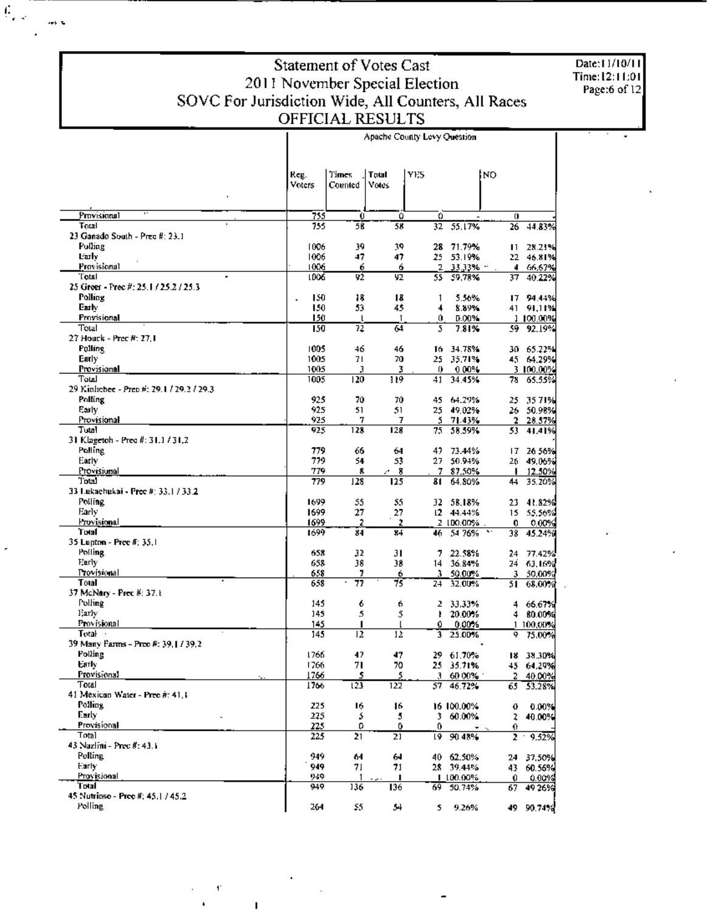# Statement of Votes Cast
## 2011 November Special Election
## SOVC For Jurisdiction Wide, All Counters, All Races
## OFFICIAL RESULTS

Date:11/10/11
Time:12:11:01

| | Apache County Levy Question | | | | | | |
|---|---|---|---|---|---|---|---|
| | Reg. Voters | Times Counted | Total Votes | YES | | NO | |
| Provisional | 755 | 0 | 0 | 0 | - | 0 | - |
| Total | 755 | 58 | 58 | 32 | 55.17% | 26 | 44.83% |
| **23 Ganado South - Prec #: 23.1** | | | | | | | |
| Polling | 1006 | 39 | 39 | 28 | 71.79% | 11 | 28.21% |
| Early | 1006 | 47 | 47 | 25 | 53.19% | 22 | 46.81% |
| Provisional | 1006 | 6 | 6 | 2 | 33.33% | 4 | 66.67% |
| Total | 1006 | 92 | 92 | 55 | 59.78% | 37 | 40.22% |
| **25 Greer - Prec #: 25.1 / 25.2 / 25.3** | | | | | | | |
| Polling | 150 | 18 | 18 | 1 | 5.56% | 17 | 94.44% |
| Early | 150 | 53 | 45 | 4 | 8.89% | 41 | 91.11% |
| Provisional | 150 | 1 | 1 | 0 | 0.00% | 1 | 100.00% |
| Total | 150 | 72 | 64 | 5 | 7.81% | 59 | 92.19% |
| **27 Houck - Prec #: 27.1** | | | | | | | |
| Polling | 1005 | 46 | 46 | 16 | 34.78% | 30 | 65.22% |
| Early | 1005 | 71 | 70 | 25 | 35.71% | 45 | 64.29% |
| Provisional | 1005 | 3 | 3 | 0 | 0.00% | 3 | 100.00% |
| Total | 1005 | 120 | 119 | 41 | 34.45% | 78 | 65.55% |
| **29 Kinlichee - Prec #: 29.1 / 29.2 / 29.3** | | | | | | | |
| Polling | 925 | 70 | 70 | 45 | 64.29% | 25 | 35.71% |
| Early | 925 | 51 | 51 | 25 | 49.02% | 26 | 50.98% |
| Provisional | 925 | 7 | 7 | 5 | 71.43% | 2 | 28.57% |
| Total | 925 | 128 | 128 | 75 | 58.59% | 53 | 41.41% |
| **31 Klagetoh - Prec #: 31.1 / 31.2** | | | | | | | |
| Polling | 779 | 66 | 64 | 47 | 73.44% | 17 | 26.56% |
| Early | 779 | 54 | 53 | 27 | 50.94% | 26 | 49.06% |
| Provisional | 779 | 8 | 8 | 7 | 87.50% | 1 | 12.50% |
| Total | 779 | 128 | 125 | 81 | 64.80% | 44 | 35.20% |
| **33 Lukachukai - Prec #: 33.1 / 33.2** | | | | | | | |
| Polling | 1699 | 55 | 55 | 32 | 58.18% | 23 | 41.82% |
| Early | 1699 | 27 | 27 | 12 | 44.44% | 15 | 55.56% |
| Provisional | 1699 | 2 | 2 | 2 | 100.00% | 0 | 0.00% |
| Total | 1699 | 84 | 84 | 46 | 54.76% | 38 | 45.24% |
| **35 Lupton - Prec #: 35.1** | | | | | | | |
| Polling | 658 | 32 | 31 | 7 | 22.58% | 24 | 77.42% |
| Early | 658 | 38 | 38 | 14 | 36.84% | 24 | 63.16% |
| Provisional | 658 | 7 | 6 | 3 | 50.00% | 3 | 50.00% |
| Total | 658 | 77 | 75 | 24 | 32.00% | 51 | 68.00% |
| **37 McNary - Prec #: 37.1** | | | | | | | |
| Polling | 145 | 6 | 6 | 2 | 33.33% | 4 | 66.67% |
| Early | 145 | 5 | 5 | 1 | 20.00% | 4 | 80.00% |
| Provisional | 145 | 1 | 1 | 0 | 0.00% | 1 | 100.00% |
| Total | 145 | 12 | 12 | 3 | 25.00% | 9 | 75.00% |
| **39 Many Farms - Prec #: 39.1 / 39.2** | | | | | | | |
| Polling | 1766 | 47 | 47 | 29 | 61.70% | 18 | 38.30% |
| Early | 1766 | 71 | 70 | 25 | 35.71% | 45 | 64.29% |
| Provisional | 1766 | 5 | 5 | 3 | 60.00% | 2 | 40.00% |
| Total | 1766 | 123 | 122 | 57 | 46.72% | 65 | 53.28% |
| **41 Mexican Water - Prec #: 41.1** | | | | | | | |
| Polling | 225 | 16 | 16 | 16 | 100.00% | 0 | 0.00% |
| Early | 225 | 5 | 5 | 3 | 60.00% | 2 | 40.00% |
| Provisional | 225 | 0 | 0 | 0 | - | 0 | - |
| Total | 225 | 21 | 21 | 19 | 90.48% | 2 | 9.52% |
| **43 Nazlini - Prec #: 43.1** | | | | | | | |
| Polling | 949 | 64 | 64 | 40 | 62.50% | 24 | 37.50% |
| Early | 949 | 71 | 71 | 28 | 39.44% | 43 | 60.56% |
| Provisional | 949 | 1 | 1 | 1 | 100.00% | 0 | 0.00% |
| Total | 949 | 136 | 136 | 69 | 50.74% | 67 | 49.26% |
| **45 Nutrioso - Prec #: 45.1 / 45.2** | | | | | | | |
| Polling | 264 | 55 | 54 | 5 | 9.26% | 49 | 90.74% |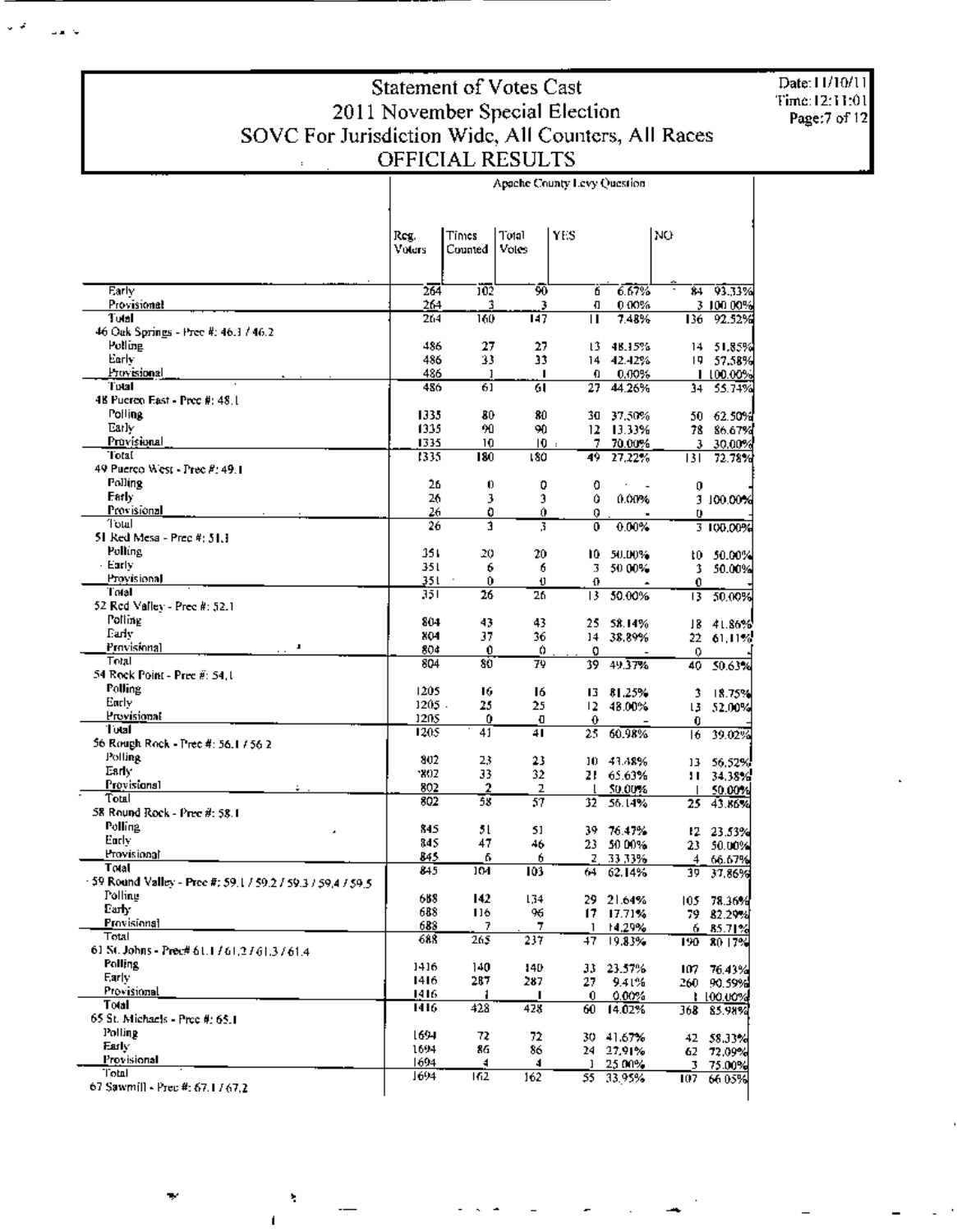# Statement of Votes Cast
## 2011 November Special Election
## SOVC For Jurisdiction Wide, All Counters, All Races
## OFFICIAL RESULTS

Date: 11/10/11
Time: 12:11:01

**Apache County Levy Question**

| | Reg. Voters | Times Counted | Total Votes | YES | | NO | |
|---|---|---|---|---|---|---|---|
| Early | 264 | 102 | 90 | 6 | 6.67% | 84 | 93.33% |
| Provisional | 264 | 3 | 3 | 0 | 0.00% | 3 | 100.00% |
| **Total** | 264 | 160 | 147 | 11 | 7.48% | 136 | 92.52% |
| **46 Oak Springs - Prec #: 46.1 / 46.2** | | | | | | | |
| Polling | 486 | 27 | 27 | 13 | 48.15% | 14 | 51.85% |
| Early | 486 | 33 | 33 | 14 | 42.42% | 19 | 57.58% |
| Provisional | 486 | 1 | 1 | 0 | 0.00% | 1 | 100.00% |
| **Total** | 486 | 61 | 61 | 27 | 44.26% | 34 | 55.74% |
| **48 Puerco East - Prec #: 48.1** | | | | | | | |
| Polling | 1335 | 80 | 80 | 30 | 37.50% | 50 | 62.50% |
| Early | 1335 | 90 | 90 | 12 | 13.33% | 78 | 86.67% |
| Provisional | 1335 | 10 | 10 | 7 | 70.00% | 3 | 30.00% |
| **Total** | 1335 | 180 | 180 | 49 | 27.22% | 131 | 72.78% |
| **49 Puerco West - Prec #: 49.1** | | | | | | | |
| Polling | 26 | 0 | 0 | 0 | - | 0 | - |
| Early | 26 | 3 | 3 | 0 | 0.00% | 3 | 100.00% |
| Provisional | 26 | 0 | 0 | 0 | - | 0 | - |
| **Total** | 26 | 3 | 3 | 0 | 0.00% | 3 | 100.00% |
| **51 Red Mesa - Prec #: 51.1** | | | | | | | |
| Polling | 351 | 20 | 20 | 10 | 50.00% | 10 | 50.00% |
| Early | 351 | 6 | 6 | 3 | 50.00% | 3 | 50.00% |
| Provisional | 351 | 0 | 0 | 0 | - | 0 | - |
| **Total** | 351 | 26 | 26 | 13 | 50.00% | 13 | 50.00% |
| **52 Red Valley - Prec #: 52.1** | | | | | | | |
| Polling | 804 | 43 | 43 | 25 | 58.14% | 18 | 41.86% |
| Early | 804 | 37 | 36 | 14 | 38.89% | 22 | 61.11% |
| Provisional | 804 | 0 | 0 | 0 | - | 0 | - |
| **Total** | 804 | 80 | 79 | 39 | 49.37% | 40 | 50.63% |
| **54 Rock Point - Prec #: 54.1** | | | | | | | |
| Polling | 1205 | 16 | 16 | 13 | 81.25% | 3 | 18.75% |
| Early | 1205 | 25 | 25 | 12 | 48.00% | 13 | 52.00% |
| Provisional | 1205 | 0 | 0 | 0 | - | 0 | - |
| **Total** | 1205 | 41 | 41 | 25 | 60.98% | 16 | 39.02% |
| **56 Rough Rock - Prec #: 56.1 / 56.2** | | | | | | | |
| Polling | 802 | 23 | 23 | 10 | 43.48% | 13 | 56.52% |
| Early | 802 | 33 | 32 | 21 | 65.63% | 11 | 34.38% |
| Provisional | 802 | 2 | 2 | 1 | 50.00% | 1 | 50.00% |
| **Total** | 802 | 58 | 57 | 32 | 56.14% | 25 | 43.86% |
| **58 Round Rock - Prec #: 58.1** | | | | | | | |
| Polling | 845 | 51 | 51 | 39 | 76.47% | 12 | 23.53% |
| Early | 845 | 47 | 46 | 23 | 50.00% | 23 | 50.00% |
| Provisional | 845 | 6 | 6 | 2 | 33.33% | 4 | 66.67% |
| **Total** | 845 | 104 | 103 | 64 | 62.14% | 39 | 37.86% |
| **59 Round Valley - Prec #: 59.1 / 59.2 / 59.3 / 59.4 / 59.5** | | | | | | | |
| Polling | 688 | 142 | 134 | 29 | 21.64% | 105 | 78.36% |
| Early | 688 | 116 | 96 | 17 | 17.71% | 79 | 82.29% |
| Provisional | 688 | 7 | 7 | 1 | 14.29% | 6 | 85.71% |
| **Total** | 688 | 265 | 237 | 47 | 19.83% | 190 | 80.17% |
| **61 St. Johns - Prec# 61.1 / 61.2 / 61.3 / 61.4** | | | | | | | |
| Polling | 1416 | 140 | 140 | 33 | 23.57% | 107 | 76.43% |
| Early | 1416 | 287 | 287 | 27 | 9.41% | 260 | 90.59% |
| Provisional | 1416 | 1 | 1 | 0 | 0.00% | 1 | 100.00% |
| **Total** | 1416 | 428 | 428 | 60 | 14.02% | 368 | 85.98% |
| **65 St. Michaels - Prec #: 65.1** | | | | | | | |
| Polling | 1694 | 72 | 72 | 30 | 41.67% | 42 | 58.33% |
| Early | 1694 | 86 | 86 | 24 | 27.91% | 62 | 72.09% |
| Provisional | 1694 | 4 | 4 | 1 | 25.00% | 3 | 75.00% |
| **Total** | 1694 | 162 | 162 | 55 | 33.95% | 107 | 66.05% |
| **67 Sawmill - Prec #: 67.1 / 67.2** | | | | | | | |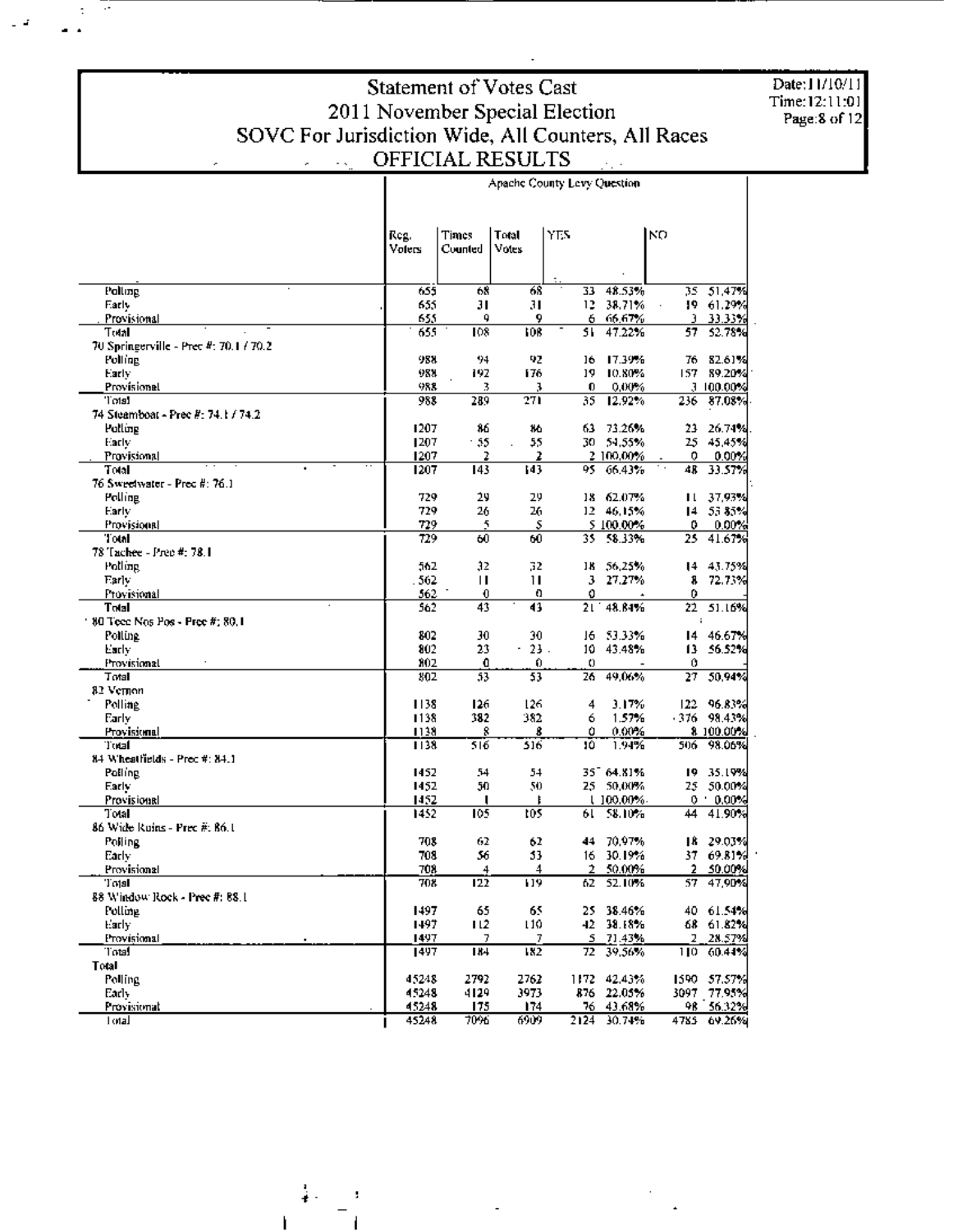# Statement of Votes Cast
## 2011 November Special Election
## SOVC For Jurisdiction Wide, All Counters, All Races
## OFFICIAL RESULTS

Date:11/10/11
Time:12:11:01

| | Apache County Levy Question | | | | | | |
|---|---|---|---|---|---|---|---|
| | Reg. Voters | Times Counted | Total Votes | YES | | NO | |
| Polling | 655 | 68 | 68 | 33 | 48.53% | 35 | 51.47% |
| Early | 655 | 31 | 31 | 12 | 38.71% | 19 | 61.29% |
| Provisional | 655 | 9 | 9 | 6 | 66.67% | 3 | 33.33% |
| Total | 655 | 108 | 108 | 51 | 47.22% | 57 | 52.78% |
| 70 Springerville - Prec #: 70.1 / 70.2 | | | | | | | |
| Polling | 988 | 94 | 92 | 16 | 17.39% | 76 | 82.61% |
| Early | 988 | 192 | 176 | 19 | 10.80% | 157 | 89.20% |
| Provisional | 988 | 3 | 3 | 0 | 0.00% | 3 | 100.00% |
| Total | 988 | 289 | 271 | 35 | 12.92% | 236 | 87.08% |
| 74 Steamboat - Prec #: 74.1 / 74.2 | | | | | | | |
| Polling | 1207 | 86 | 86 | 63 | 73.26% | 23 | 26.74% |
| Early | 1207 | 55 | 55 | 30 | 54.55% | 25 | 45.45% |
| Provisional | 1207 | 2 | 2 | 2 | 100.00% | 0 | 0.00% |
| Total | 1207 | 143 | 143 | 95 | 66.43% | 48 | 33.57% |
| 76 Sweetwater - Prec #: 76.1 | | | | | | | |
| Polling | 729 | 29 | 29 | 18 | 62.07% | 11 | 37.93% |
| Early | 729 | 26 | 26 | 12 | 46.15% | 14 | 53.85% |
| Provisional | 729 | 5 | 5 | 5 | 100.00% | 0 | 0.00% |
| Total | 729 | 60 | 60 | 35 | 58.33% | 25 | 41.67% |
| 78 Tachee - Prec #: 78.1 | | | | | | | |
| Polling | 562 | 32 | 32 | 18 | 56.25% | 14 | 43.75% |
| Early | 562 | 11 | 11 | 3 | 27.27% | 8 | 72.73% |
| Provisional | 562 | 0 | 0 | 0 | - | 0 | - |
| Total | 562 | 43 | 43 | 21 | 48.84% | 22 | 51.16% |
| 80 Teec Nos Pos - Prec #: 80.1 | | | | | | | |
| Polling | 802 | 30 | 30 | 16 | 53.33% | 14 | 46.67% |
| Early | 802 | 23 | 23 | 10 | 43.48% | 13 | 56.52% |
| Provisional | 802 | 0 | 0 | 0 | - | 0 | - |
| Total | 802 | 53 | 53 | 26 | 49.06% | 27 | 50.94% |
| 82 Vernon | | | | | | | |
| Polling | 1138 | 126 | 126 | 4 | 3.17% | 122 | 96.83% |
| Early | 1138 | 382 | 382 | 6 | 1.57% | 376 | 98.43% |
| Provisional | 1138 | 8 | 8 | 0 | 0.00% | 8 | 100.00% |
| Total | 1138 | 516 | 516 | 10 | 1.94% | 506 | 98.06% |
| 84 Wheatfields - Prec #: 84.1 | | | | | | | |
| Polling | 1452 | 54 | 54 | 35 | 64.81% | 19 | 35.19% |
| Early | 1452 | 50 | 50 | 25 | 50.00% | 25 | 50.00% |
| Provisional | 1452 | 1 | 1 | 1 | 100.00% | 0 | 0.00% |
| Total | 1452 | 105 | 105 | 61 | 58.10% | 44 | 41.90% |
| 86 Wide Ruins - Prec #: 86.1 | | | | | | | |
| Polling | 708 | 62 | 62 | 44 | 70.97% | 18 | 29.03% |
| Early | 708 | 56 | 53 | 16 | 30.19% | 37 | 69.81% |
| Provisional | 708 | 4 | 4 | 2 | 50.00% | 2 | 50.00% |
| Total | 708 | 122 | 119 | 62 | 52.10% | 57 | 47.90% |
| 88 Window Rock - Prec #: 88.1 | | | | | | | |
| Polling | 1497 | 65 | 65 | 25 | 38.46% | 40 | 61.54% |
| Early | 1497 | 112 | 110 | 42 | 38.18% | 68 | 61.82% |
| Provisional | 1497 | 7 | 7 | 5 | 71.43% | 2 | 28.57% |
| Total | 1497 | 184 | 182 | 72 | 39.56% | 110 | 60.44% |
| Total | | | | | | | |
| Polling | 45248 | 2792 | 2762 | 1172 | 42.43% | 1590 | 57.57% |
| Early | 45248 | 4129 | 3973 | 876 | 22.05% | 3097 | 77.95% |
| Provisional | 45248 | 175 | 174 | 76 | 43.68% | 98 | 56.32% |
| Total | 45248 | 7096 | 6909 | 2124 | 30.74% | 4785 | 69.26% |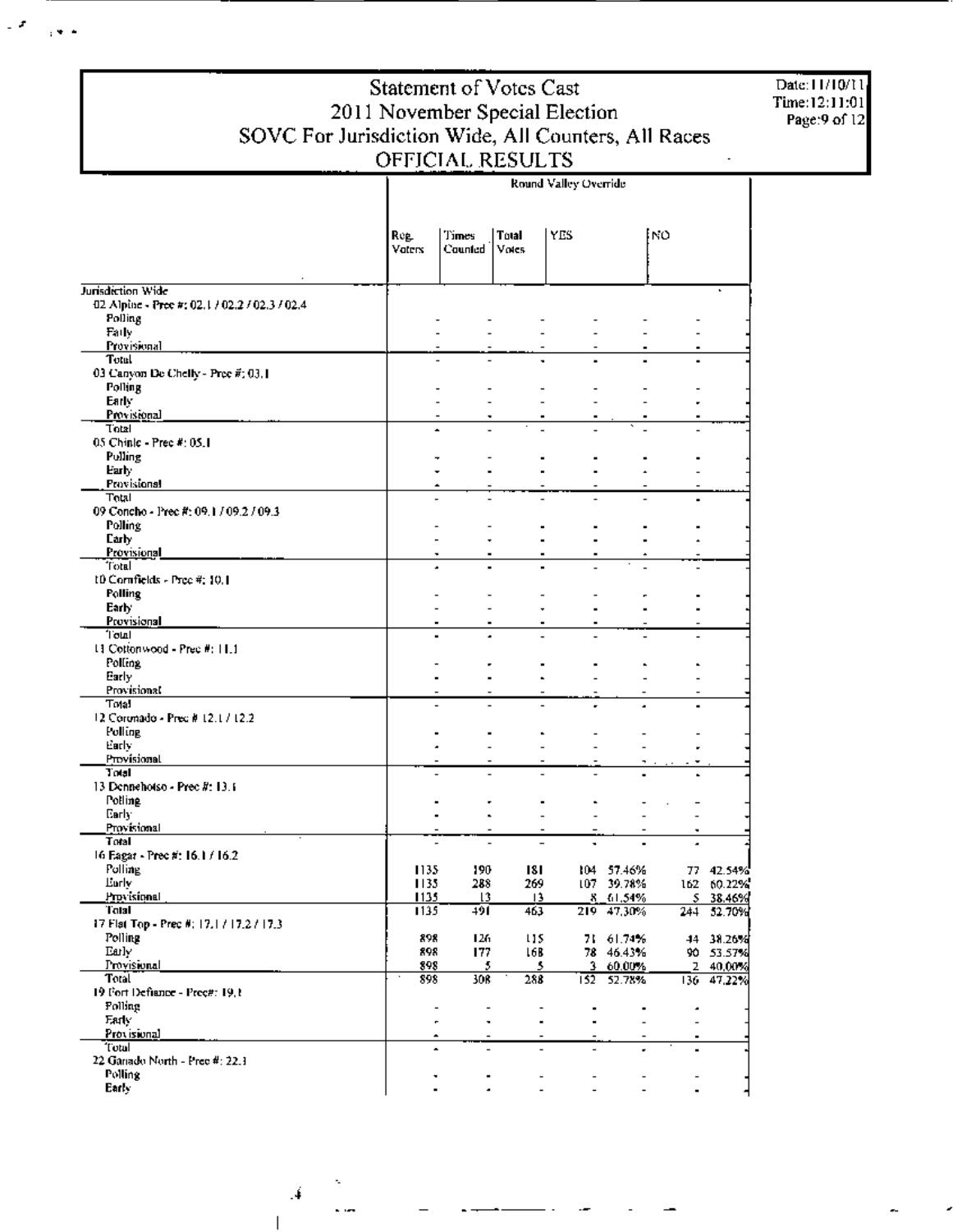# Statement of Votes Cast
## 2011 November Special Election
## SOVC For Jurisdiction Wide, All Counters, All Races
## OFFICIAL RESULTS

Date: 11/10/11
Time: 12:11:01

| | Round Valley Override | | | | | | |
|---|---|---|---|---|---|---|---|
| | Reg. Voters | Times Counted | Total Votes | YES | | NO | |
| **Jurisdiction Wide** | | | | | | | |
| 02 Alpine - Prec #: 02.1 / 02.2 / 02.3 / 02.4 | | | | | | | |
| Polling | - | - | - | - | - | - | - |
| Early | - | - | - | - | - | - | - |
| Provisional | - | - | - | - | - | - | - |
| Total | - | - | - | - | - | - | - |
| 03 Canyon De Chelly - Prec #: 03.1 | | | | | | | |
| Polling | - | - | - | - | - | - | - |
| Early | - | - | - | - | - | - | - |
| Provisional | - | - | - | - | - | - | - |
| Total | - | - | - | - | - | - | - |
| 05 Chinle - Prec #: 05.1 | | | | | | | |
| Polling | - | - | - | - | - | - | - |
| Early | - | - | - | - | - | - | - |
| Provisional | - | - | - | - | - | - | - |
| Total | - | - | - | - | - | - | - |
| 09 Concho - Prec #: 09.1 / 09.2 / 09.3 | | | | | | | |
| Polling | - | - | - | - | - | - | - |
| Early | - | - | - | - | - | - | - |
| Provisional | - | - | - | - | - | - | - |
| Total | - | - | - | - | - | - | - |
| 10 Cornfields - Prec #: 10.1 | | | | | | | |
| Polling | - | - | - | - | - | - | - |
| Early | - | - | - | - | - | - | - |
| Provisional | - | - | - | - | - | - | - |
| Total | - | - | - | - | - | - | - |
| 11 Cottonwood - Prec #: 11.1 | | | | | | | |
| Polling | - | - | - | - | - | - | - |
| Early | - | - | - | - | - | - | - |
| Provisional | - | - | - | - | - | - | - |
| Total | - | - | - | - | - | - | - |
| 12 Coronado - Prec # 12.1 / 12.2 | | | | | | | |
| Polling | - | - | - | - | - | - | - |
| Early | - | - | - | - | - | - | - |
| Provisional | - | - | - | - | - | - | - |
| Total | - | - | - | - | - | - | - |
| 13 Dennehotso - Prec #: 13.1 | | | | | | | |
| Polling | - | - | - | - | - | - | - |
| Early | - | - | - | - | - | - | - |
| Provisional | - | - | - | - | - | - | - |
| Total | - | - | - | - | - | - | - |
| 16 Eagar - Prec #: 16.1 / 16.2 | | | | | | | |
| Polling | 1135 | 190 | 181 | 104 | 57.46% | 77 | 42.54% |
| Early | 1135 | 288 | 269 | 107 | 39.78% | 162 | 60.22% |
| Provisional | 1135 | 13 | 13 | 8 | 61.54% | 5 | 38.46% |
| Total | 1135 | 491 | 463 | 219 | 47.30% | 244 | 52.70% |
| 17 Flat Top - Prec #: 17.1 / 17.2 / 17.3 | | | | | | | |
| Polling | 898 | 126 | 115 | 71 | 61.74% | 44 | 38.26% |
| Early | 898 | 177 | 168 | 78 | 46.43% | 90 | 53.57% |
| Provisional | 898 | 5 | 5 | 3 | 60.00% | 2 | 40.00% |
| Total | 898 | 308 | 288 | 152 | 52.78% | 136 | 47.22% |
| 19 Fort Defiance - Prec#: 19.1 | | | | | | | |
| Polling | - | - | - | - | - | - | - |
| Early | - | - | - | - | - | - | - |
| Provisional | - | - | - | - | - | - | - |
| Total | - | - | - | - | - | - | - |
| 22 Ganado North - Prec #: 22.1 | | | | | | | |
| Polling | - | - | - | - | - | - | - |
| Early | - | - | - | - | - | - | - |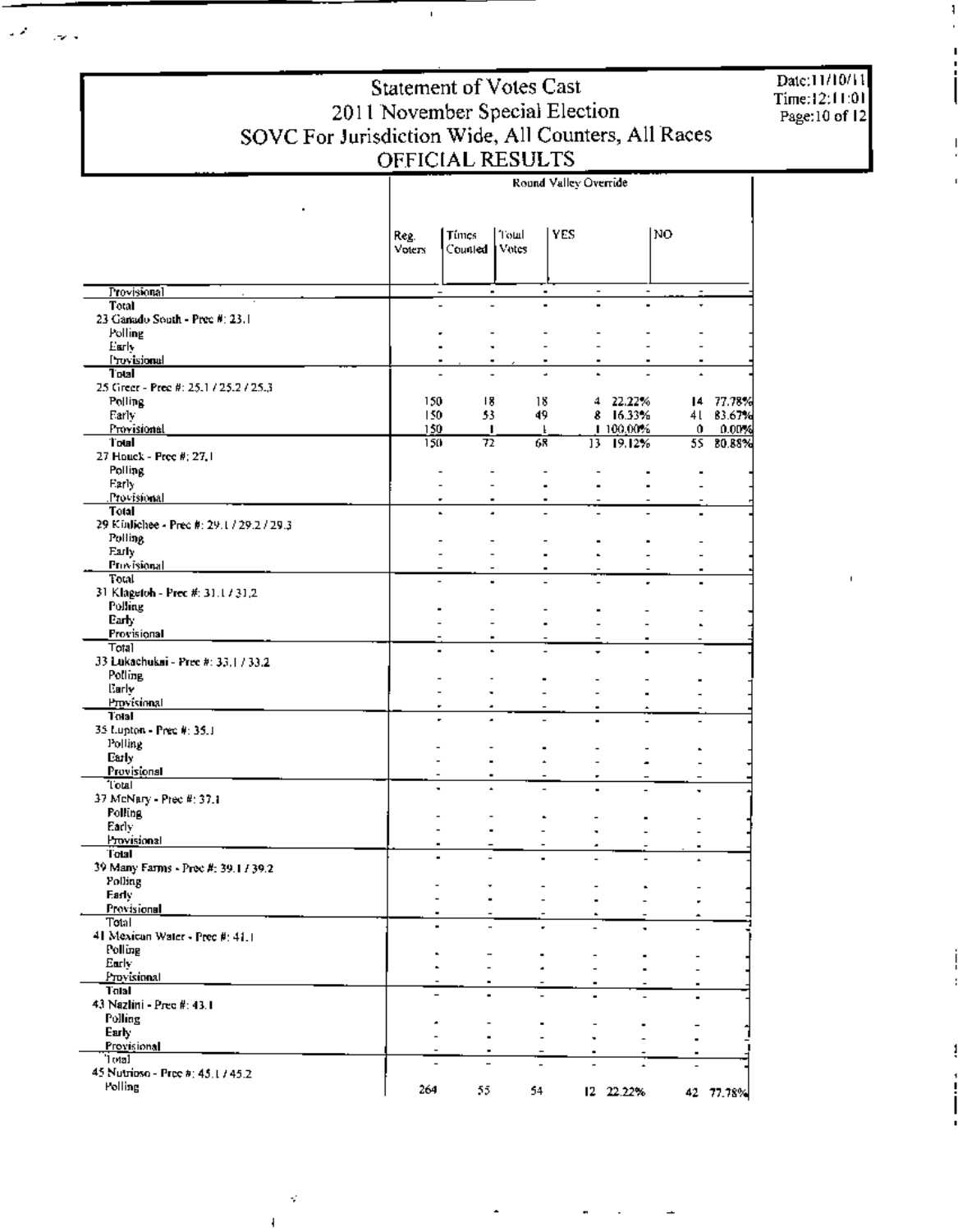# Statement of Votes Cast
## 2011 November Special Election
## SOVC For Jurisdiction Wide, All Counters, All Races
## OFFICIAL RESULTS

Date:11/10/11
Time:12:11:01

| | Round Valley Override | | | | | | |
|---|---|---|---|---|---|---|---|
| | Reg. Voters | Times Counted | Total Votes | YES | | NO | |
| Provisional | - | - | - | - | - | - | |
| **Total** | - | - | - | - | - | - | |
| 23 Ganado South - Prec #: 23.1 | | | | | | | |
| Polling | - | - | - | - | - | - | |
| Early | - | - | - | - | - | - | |
| Provisional | - | - | - | - | - | - | |
| **Total** | - | - | - | - | - | - | |
| 25 Greer - Prec #: 25.1 / 25.2 / 25.3 | | | | | | | |
| Polling | 150 | 18 | 18 | 4 | 22.22% | 14 | 77.78% |
| Early | 150 | 53 | 49 | 8 | 16.33% | 41 | 83.67% |
| Provisional | 150 | 1 | 1 | 1 | 100.00% | 0 | 0.00% |
| **Total** | 150 | 72 | 68 | 13 | 19.12% | 55 | 80.88% |
| 27 Houck - Prec #: 27.1 | | | | | | | |
| Polling | - | - | - | - | - | - | |
| Early | - | - | - | - | - | - | |
| Provisional | - | - | - | - | - | - | |
| **Total** | - | - | - | - | - | - | |
| 29 Kinlichee - Prec #: 29.1 / 29.2 / 29.3 | | | | | | | |
| Polling | - | - | - | - | - | - | |
| Early | - | - | - | - | - | - | |
| Provisional | - | - | - | - | - | - | |
| Total | - | - | - | - | - | - | |
| 31 Klagetoh - Prec #: 31.1 / 31.2 | | | | | | | |
| Polling | - | - | - | - | - | - | |
| Early | - | - | - | - | - | - | |
| Provisional | - | - | - | - | - | - | |
| Total | - | - | - | - | - | - | |
| 33 Lukachukai - Prec #: 33.1 / 33.2 | | | | | | | |
| Polling | - | - | - | - | - | - | |
| Early | - | - | - | - | - | - | |
| Provisional | - | - | - | - | - | - | |
| **Total** | - | - | - | - | - | - | |
| 35 Lupton - Prec #: 35.1 | | | | | | | |
| Polling | - | - | - | - | - | - | |
| Early | - | - | - | - | - | - | |
| Provisional | - | - | - | - | - | - | |
| Total | - | - | - | - | - | - | |
| 37 McNary - Prec #: 37.1 | | | | | | | |
| Polling | - | - | - | - | - | - | |
| Early | - | - | - | - | - | - | |
| Provisional | - | - | - | - | - | - | |
| **Total** | - | - | - | - | - | - | |
| 39 Many Farms - Prec #: 39.1 / 39.2 | | | | | | | |
| Polling | - | - | - | - | - | - | |
| Early | - | - | - | - | - | - | |
| Provisional | - | - | - | - | - | - | |
| Total | - | - | - | - | - | - | |
| 41 Mexican Water - Prec #: 41.1 | | | | | | | |
| Polling | - | - | - | - | - | - | |
| Early | - | - | - | - | - | - | |
| Provisional | - | - | - | - | - | - | |
| **Total** | - | - | - | - | - | - | |
| 43 Nazlini - Prec #: 43.1 | | | | | | | |
| Polling | - | - | - | - | - | - | |
| Early | - | - | - | - | - | - | |
| Provisional | - | - | - | - | - | - | |
| Total | - | - | - | - | - | - | |
| 45 Nutrioso - Prec #: 45.1 / 45.2 | | | | | | | |
| Polling | 264 | 55 | 54 | 12 | 22.22% | 42 | 77.78% |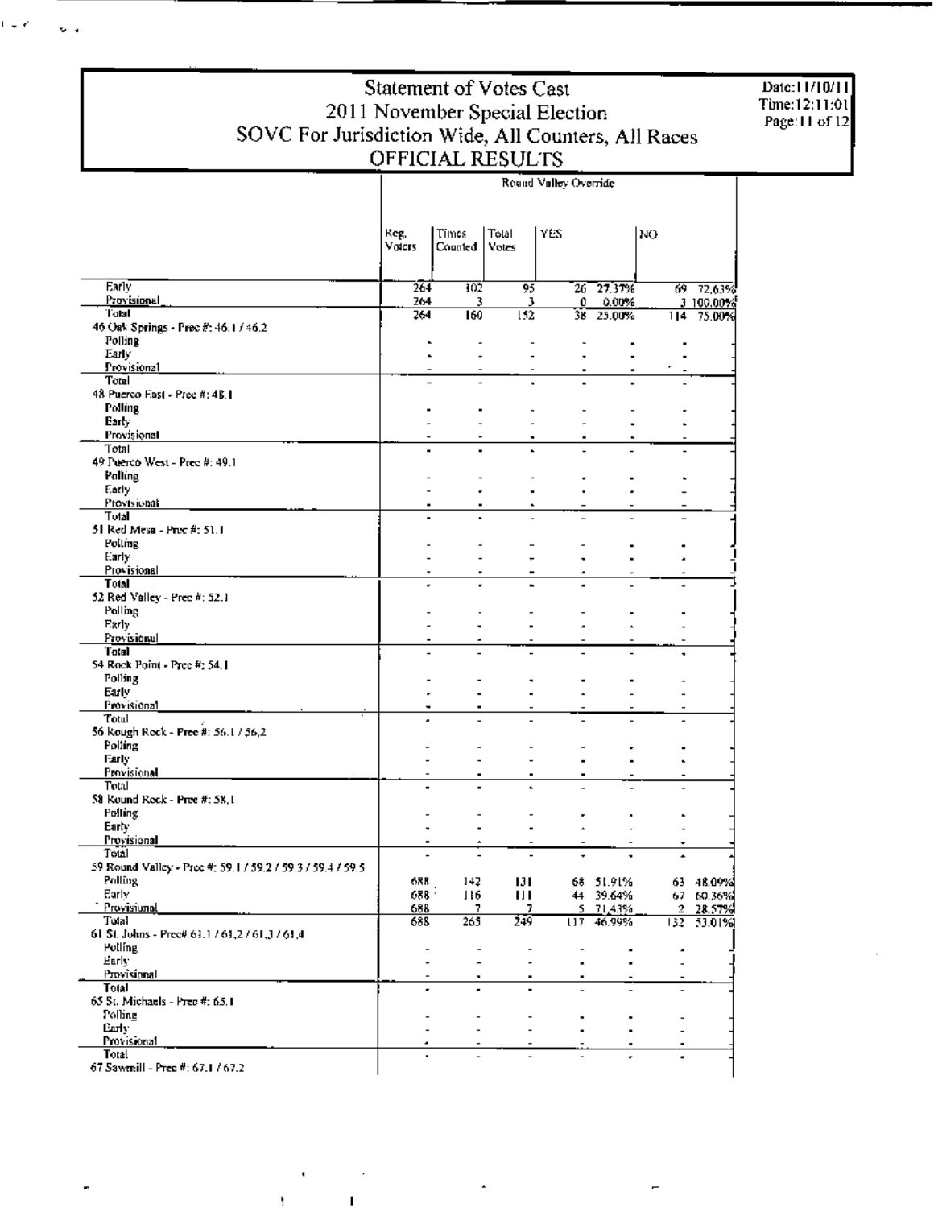# Statement of Votes Cast
## 2011 November Special Election
## SOVC For Jurisdiction Wide, All Counters, All Races
## OFFICIAL RESULTS

Date:11/10/11
Time:12:11:01

| | Round Valley Override | | | | | | |
|---|---|---|---|---|---|---|---|
| | Reg. Voters | Times Counted | Total Votes | YES | | NO | |
| Early | 264 | 102 | 95 | 26 | 27.37% | 69 | 72.63% |
| Provisional | 264 | 3 | 3 | 0 | 0.00% | 3 | 100.00% |
| Total | 264 | 160 | 152 | 38 | 25.00% | 114 | 75.00% |
| 46 Oak Springs - Prec #: 46.1 / 46.2 | | | | | | | |
| Polling | - | - | - | - | - | - | - |
| Early | - | - | - | - | - | - | - |
| Provisional | - | - | - | - | - | - | - |
| Total | - | - | - | - | - | - | - |
| 48 Puerco East - Prec #: 48.1 | | | | | | | |
| Polling | - | - | - | - | - | - | - |
| Early | - | - | - | - | - | - | - |
| Provisional | - | - | - | - | - | - | - |
| Total | - | - | - | - | - | - | - |
| 49 Puerco West - Prec #: 49.1 | | | | | | | |
| Polling | - | - | - | - | - | - | - |
| Early | - | - | - | - | - | - | - |
| Provisional | - | - | - | - | - | - | - |
| Total | - | - | - | - | - | - | - |
| 51 Red Mesa - Prec #: 51.1 | | | | | | | |
| Polling | - | - | - | - | - | - | - |
| Early | - | - | - | - | - | - | - |
| Provisional | - | - | - | - | - | - | - |
| Total | - | - | - | - | - | - | - |
| 52 Red Valley - Prec #: 52.1 | | | | | | | |
| Polling | - | - | - | - | - | - | - |
| Early | - | - | - | - | - | - | - |
| Provisional | - | - | - | - | - | - | - |
| Total | - | - | - | - | - | - | - |
| 54 Rock Point - Prec #: 54.1 | | | | | | | |
| Polling | - | - | - | - | - | - | - |
| Early | - | - | - | - | - | - | - |
| Provisional | - | - | - | - | - | - | - |
| Total | - | - | - | - | - | - | - |
| 56 Rough Rock - Prec #: 56.1 / 56.2 | | | | | | | |
| Polling | - | - | - | - | - | - | - |
| Early | - | - | - | - | - | - | - |
| Provisional | - | - | - | - | - | - | - |
| Total | - | - | - | - | - | - | - |
| 58 Round Rock - Prec #: 58.1 | | | | | | | |
| Polling | - | - | - | - | - | - | - |
| Early | - | - | - | - | - | - | - |
| Provisional | - | - | - | - | - | - | - |
| Total | - | - | - | - | - | - | - |
| 59 Round Valley - Prec #: 59.1 / 59.2 / 59.3 / 59.4 / 59.5 | | | | | | | |
| Polling | 688 | 142 | 131 | 68 | 51.91% | 63 | 48.09% |
| Early | 688 | 116 | 111 | 44 | 39.64% | 67 | 60.36% |
| Provisional | 688 | 7 | 7 | 5 | 71.43% | 2 | 28.57% |
| Total | 688 | 265 | 249 | 117 | 46.99% | 132 | 53.01% |
| 61 St. Johns - Prec# 61.1 / 61.2 / 61.3 / 61.4 | | | | | | | |
| Polling | - | - | - | - | - | - | - |
| Early | - | - | - | - | - | - | - |
| Provisional | - | - | - | - | - | - | - |
| Total | - | - | - | - | - | - | - |
| 65 St. Michaels - Prec #: 65.1 | | | | | | | |
| Polling | - | - | - | - | - | - | - |
| Early | - | - | - | - | - | - | - |
| Provisional | - | - | - | - | - | - | - |
| Total | - | - | - | - | - | - | - |
| 67 Sawmill - Prec #: 67.1 / 67.2 | | | | | | | |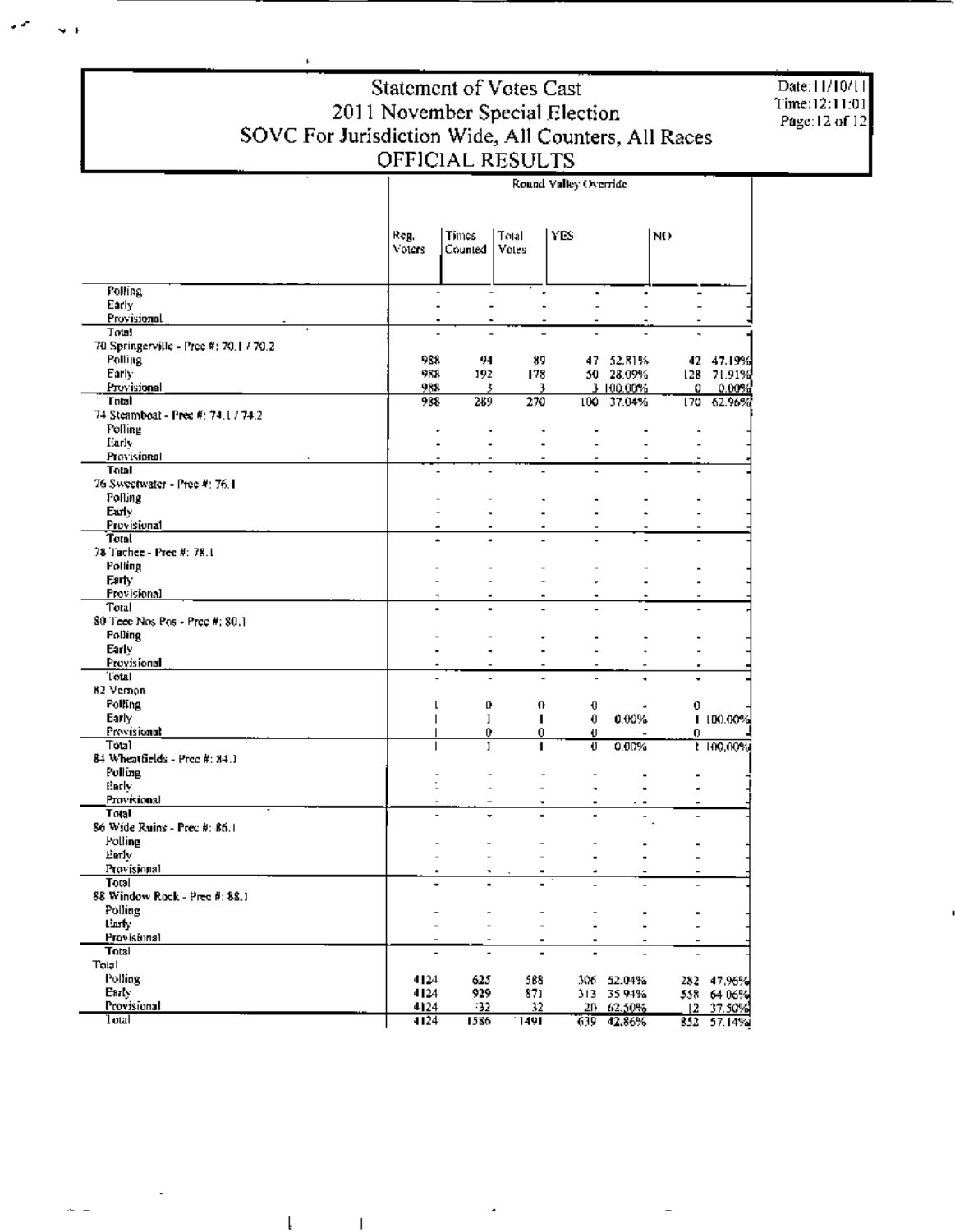# Statement of Votes Cast
## 2011 November Special Election
## SOVC For Jurisdiction Wide, All Counters, All Races
## OFFICIAL RESULTS

Date:11/10/11
Time:12:11:01

| | Round Valley Override | | | | | | |
|---|---|---|---|---|---|---|---|
| | Reg. Voters | Times Counted | Total Votes | YES | | NO | |
| Polling | - | - | - | - | - | - | - |
| Early | - | - | - | - | - | - | - |
| Provisional | - | - | - | - | - | - | - |
| Total | - | - | - | - | - | - | - |
| **70 Springerville - Prec #: 70.1 / 70.2** | | | | | | | |
| Polling | 988 | 94 | 89 | 47 | 52.81% | 42 | 47.19% |
| Early | 988 | 192 | 178 | 50 | 28.09% | 128 | 71.91% |
| Provisional | 988 | 3 | 3 | 3 | 100.00% | 0 | 0.00% |
| Total | 988 | 289 | 270 | 100 | 37.04% | 170 | 62.96% |
| **74 Steamboat - Prec #: 74.1 / 74.2** | | | | | | | |
| Polling | - | - | - | - | - | - | - |
| Early | - | - | - | - | - | - | - |
| Provisional | - | - | - | - | - | - | - |
| Total | - | - | - | - | - | - | - |
| **76 Sweetwater - Prec #: 76.1** | | | | | | | |
| Polling | - | - | - | - | - | - | - |
| Early | - | - | - | - | - | - | - |
| Provisional | - | - | - | - | - | - | - |
| Total | - | - | - | - | - | - | - |
| **78 Tachee - Prec #: 78.1** | | | | | | | |
| Polling | - | - | - | - | - | - | - |
| Early | - | - | - | - | - | - | - |
| Provisional | - | - | - | - | - | - | - |
| Total | - | - | - | - | - | - | - |
| **80 Teec Nos Pos - Prec #: 80.1** | | | | | | | |
| Polling | - | - | - | - | - | - | - |
| Early | - | - | - | - | - | - | - |
| Provisional | - | - | - | - | - | - | - |
| Total | - | - | - | - | - | - | - |
| **82 Vernon** | | | | | | | |
| Polling | 1 | 0 | 0 | 0 | - | 0 | - |
| Early | 1 | 1 | 1 | 0 | 0.00% | 1 | 100.00% |
| Provisional | 1 | 0 | 0 | 0 | - | 0 | - |
| Total | 1 | 1 | 1 | 0 | 0.00% | 1 | 100.00% |
| **84 Wheatfields - Prec #: 84.1** | | | | | | | |
| Polling | - | - | - | - | - | - | - |
| Early | - | - | - | - | - | - | - |
| Provisional | - | - | - | - | - | - | - |
| Total | - | - | - | - | - | - | - |
| **86 Wide Ruins - Prec #: 86.1** | | | | | | | |
| Polling | - | - | - | - | - | - | - |
| Early | - | - | - | - | - | - | - |
| Provisional | - | - | - | - | - | - | - |
| Total | - | - | - | - | - | - | - |
| **88 Window Rock - Prec #: 88.1** | | | | | | | |
| Polling | - | - | - | - | - | - | - |
| Early | - | - | - | - | - | - | - |
| Provisional | - | - | - | - | - | - | - |
| Total | - | - | - | - | - | - | - |
| **Total** | | | | | | | |
| Polling | 4124 | 625 | 588 | 306 | 52.04% | 282 | 47.96% |
| Early | 4124 | 929 | 871 | 313 | 35.94% | 558 | 64.06% |
| Provisional | 4124 | 32 | 32 | 20 | 62.50% | 12 | 37.50% |
| Total | 4124 | 1586 | 1491 | 639 | 42.86% | 852 | 57.14% |